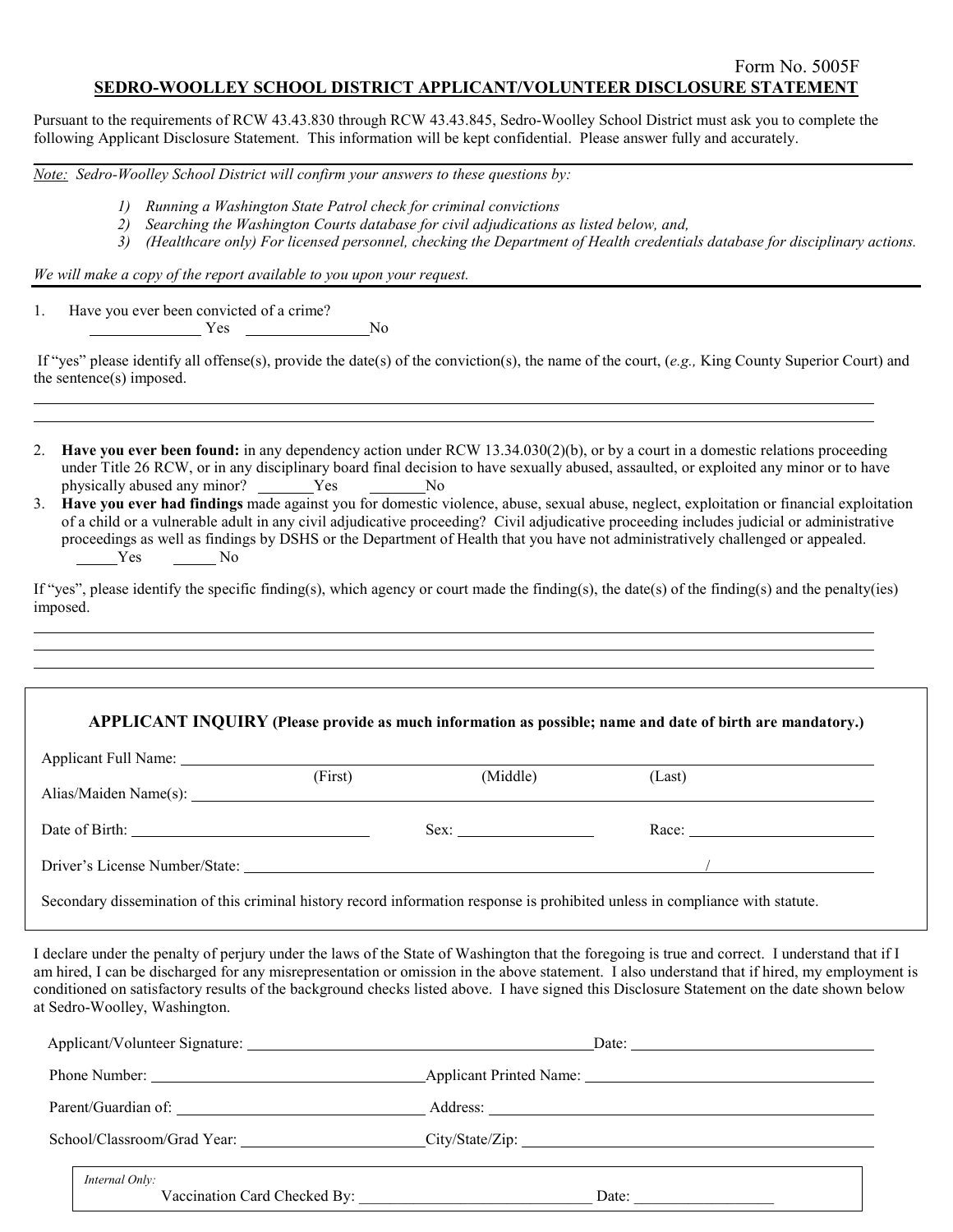Form No. 5005F

# SEDRO-WOOLLEY SCHOOL DISTRICT APPLICANT/VOLUNTEER DISCLOSURE STATEMENT

Pursuant to the requirements of RCW 43.43.830 through RCW 43.43.845, Sedro-Woolley School District must ask you to complete the following Applicant Disclosure Statement. This information will be kept confidential. Please answer fully and accurately.

---

*Note: Sedro-Woolley School District will confirm your answers to these questions by:*

1) *Running a Washington State Patrol check for criminal convictions*
2) *Searching the Washington Courts database for civil adjudications as listed below, and,*
3) *(Healthcare only) For licensed personnel, checking the Department of Health credentials database for disciplinary actions.*

*We will make a copy of the report available to you upon your request.*

---

1. Have you ever been convicted of a crime?
   ______________ Yes ________________No

If "yes" please identify all offense(s), provide the date(s) of the conviction(s), the name of the court, (*e.g.,* King County Superior Court) and the sentence(s) imposed.

______________________________________________________________________________

______________________________________________________________________________

2. **Have you ever been found:** in any dependency action under RCW 13.34.030(2)(b), or by a court in a domestic relations proceeding under Title 26 RCW, or in any disciplinary board final decision to have sexually abused, assaulted, or exploited any minor or to have physically abused any minor? _______Yes _______No
3. **Have you ever had findings** made against you for domestic violence, abuse, sexual abuse, neglect, exploitation or financial exploitation of a child or a vulnerable adult in any civil adjudicative proceeding? Civil adjudicative proceeding includes judicial or administrative proceedings as well as findings by DSHS or the Department of Health that you have not administratively challenged or appealed.
   _____Yes _____ No

If "yes", please identify the specific finding(s), which agency or court made the finding(s), the date(s) of the finding(s) and the penalty(ies) imposed.

______________________________________________________________________________

______________________________________________________________________________

______________________________________________________________________________

---

**APPLICANT INQUIRY (Please provide as much information as possible; name and date of birth are mandatory.)**

Applicant Full Name: ______________________________________________
(First) (Middle) (Last)

Alias/Maiden Name(s): ______________________________________________

Date of Birth: ____________________ Sex: ______________ Race: ____________________

Driver's License Number/State: ______________________________ / ______________

Secondary dissemination of this criminal history record information response is prohibited unless in compliance with statute.

---

I declare under the penalty of perjury under the laws of the State of Washington that the foregoing is true and correct. I understand that if I am hired, I can be discharged for any misrepresentation or omission in the above statement. I also understand that if hired, my employment is conditioned on satisfactory results of the background checks listed above. I have signed this Disclosure Statement on the date shown below at Sedro-Woolley, Washington.

Applicant/Volunteer Signature: ______________________________ Date: ____________________

Phone Number: ______________________________ Applicant Printed Name: ______________________________

Parent/Guardian of: ______________________________ Address: ______________________________

School/Classroom/Grad Year: ______________________________ City/State/Zip: ______________________________

*Internal Only:*
Vaccination Card Checked By: ______________________________ Date: ____________________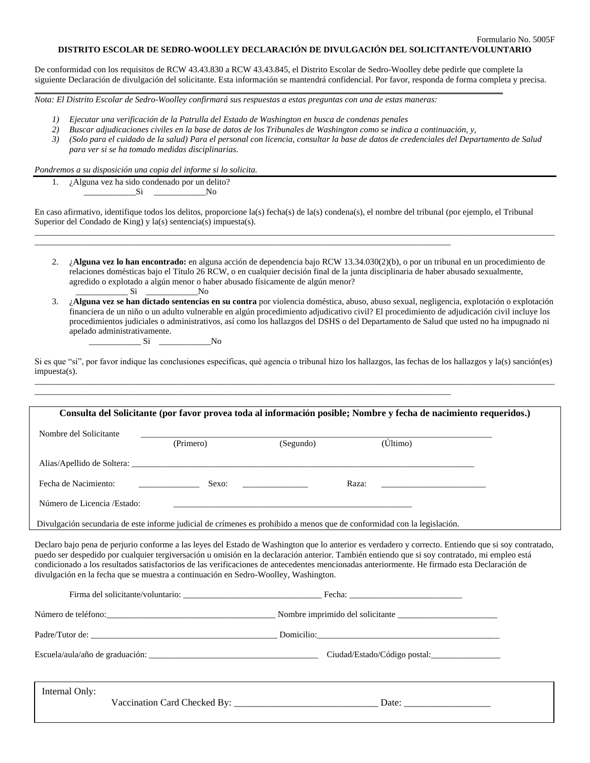Formulario No. 5005F

**DISTRITO ESCOLAR DE SEDRO-WOOLLEY DECLARACIÓN DE DIVULGACIÓN DEL SOLICITANTE/VOLUNTARIO**

De conformidad con los requisitos de RCW 43.43.830 a RCW 43.43.845, el Distrito Escolar de Sedro-Woolley debe pedirle que complete la siguiente Declaración de divulgación del solicitante. Esta información se mantendrá confidencial. Por favor, responda de forma completa y precisa.

---

*Nota: El Distrito Escolar de Sedro-Woolley confirmará sus respuestas a estas preguntas con una de estas maneras:*

1) *Ejecutar una verificación de la Patrulla del Estado de Washington en busca de condenas penales*
2) *Buscar adjudicaciones civiles en la base de datos de los Tribunales de Washington como se indica a continuación, y,*
3) *(Solo para el cuidado de la salud) Para el personal con licencia, consultar la base de datos de credenciales del Departamento de Salud para ver si se ha tomado medidas disciplinarias.*

*Pondremos a su disposición una copia del informe si lo solicita.*

---

1. ¿Alguna vez ha sido condenado por un delito?
   ____________Si ____________No

En caso afirmativo, identifique todos los delitos, proporcione la(s) fecha(s) de la(s) condena(s), el nombre del tribunal (por ejemplo, el Tribunal Superior del Condado de King) y la(s) sentencia(s) impuesta(s).

________________________________________________________________________________________________________________
________________________________________________________________________________________

2. ¿**Alguna vez lo han encontrado:** en alguna acción de dependencia bajo RCW 13.34.030(2)(b), o por un tribunal en un procedimiento de relaciones domésticas bajo el Título 26 RCW, o en cualquier decisión final de la junta disciplinaria de haber abusado sexualmente, agredido o explotado a algún menor o haber abusado físicamente de algún menor?
   ____________ Si ____________No
3. ¿**Alguna vez se han dictado sentencias en su contra** por violencia doméstica, abuso, abuso sexual, negligencia, explotación o explotación financiera de un niño o un adulto vulnerable en algún procedimiento adjudicativo civil? El procedimiento de adjudicación civil incluye los procedimientos judiciales o administrativos, así como los hallazgos del DSHS o del Departamento de Salud que usted no ha impugnado ni apelado administrativamente.
   ____________ Si ____________No

Si es que "si", por favor indique las conclusiones específicas, qué agencia o tribunal hizo los hallazgos, las fechas de los hallazgos y la(s) sanción(es) impuesta(s).

________________________________________________________________________________________________________________
________________________________________________________________________________________

**Consulta del Solicitante (por favor provea toda al información posible; Nombre y fecha de nacimiento requeridos.)**

Nombre del Solicitante ________________________________________________________________________
(Primero) (Segundo) (Último)

Alias/Apellido de Soltera: ________________________________________________________________________

Fecha de Nacimiento: ______________ Sexo: _______________ Raza: ________________________

Número de Licencia /Estado: ________________________________________________________

Divulgación secundaria de este informe judicial de crímenes es prohibido a menos que de conformidad con la legislación.

Declaro bajo pena de perjurio conforme a las leyes del Estado de Washington que lo anterior es verdadero y correcto. Entiendo que si soy contratado, puedo ser despedido por cualquier tergiversación u omisión en la declaración anterior. También entiendo que si soy contratado, mi empleo está condicionado a los resultados satisfactorios de las verificaciones de antecedentes mencionadas anteriormente. He firmado esta Declaración de divulgación en la fecha que se muestra a continuación en Sedro-Woolley, Washington.

Firma del solicitante/voluntario: ________________________________ Fecha: __________________________

Número de teléfono:_______________________________________ Nombre imprimido del solicitante _______________________

Padre/Tutor de: ____________________________________________ Domicilio:___________________________________________

Escuela/aula/año de graduación: _______________________________________ Ciudad/Estado/Código postal:________________

Internal Only:
Vaccination Card Checked By: _______________________________ Date: __________________